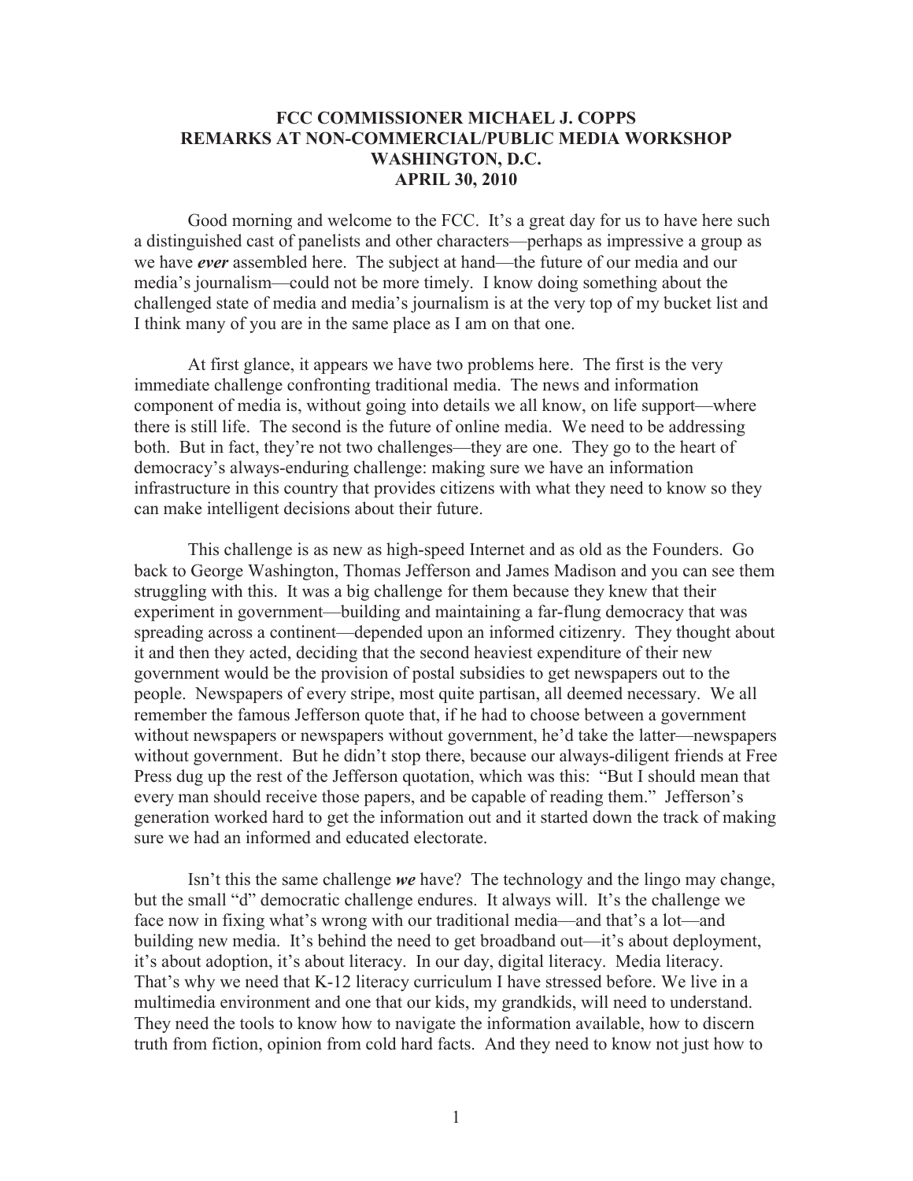# FCC COMMISSIONER MICHAEL J. COPPS
# REMARKS AT NON-COMMERCIAL/PUBLIC MEDIA WORKSHOP
# WASHINGTON, D.C.
# APRIL 30, 2010

Good morning and welcome to the FCC. It's a great day for us to have here such a distinguished cast of panelists and other characters—perhaps as impressive a group as we have ***ever*** assembled here. The subject at hand—the future of our media and our media's journalism—could not be more timely. I know doing something about the challenged state of media and media's journalism is at the very top of my bucket list and I think many of you are in the same place as I am on that one.

At first glance, it appears we have two problems here. The first is the very immediate challenge confronting traditional media. The news and information component of media is, without going into details we all know, on life support—where there is still life. The second is the future of online media. We need to be addressing both. But in fact, they're not two challenges—they are one. They go to the heart of democracy's always-enduring challenge: making sure we have an information infrastructure in this country that provides citizens with what they need to know so they can make intelligent decisions about their future.

This challenge is as new as high-speed Internet and as old as the Founders. Go back to George Washington, Thomas Jefferson and James Madison and you can see them struggling with this. It was a big challenge for them because they knew that their experiment in government—building and maintaining a far-flung democracy that was spreading across a continent—depended upon an informed citizenry. They thought about it and then they acted, deciding that the second heaviest expenditure of their new government would be the provision of postal subsidies to get newspapers out to the people. Newspapers of every stripe, most quite partisan, all deemed necessary. We all remember the famous Jefferson quote that, if he had to choose between a government without newspapers or newspapers without government, he'd take the latter—newspapers without government. But he didn't stop there, because our always-diligent friends at Free Press dug up the rest of the Jefferson quotation, which was this: "But I should mean that every man should receive those papers, and be capable of reading them." Jefferson's generation worked hard to get the information out and it started down the track of making sure we had an informed and educated electorate.

Isn't this the same challenge ***we*** have? The technology and the lingo may change, but the small "d" democratic challenge endures. It always will. It's the challenge we face now in fixing what's wrong with our traditional media—and that's a lot—and building new media. It's behind the need to get broadband out—it's about deployment, it's about adoption, it's about literacy. In our day, digital literacy. Media literacy. That's why we need that K-12 literacy curriculum I have stressed before. We live in a multimedia environment and one that our kids, my grandkids, will need to understand. They need the tools to know how to navigate the information available, how to discern truth from fiction, opinion from cold hard facts. And they need to know not just how to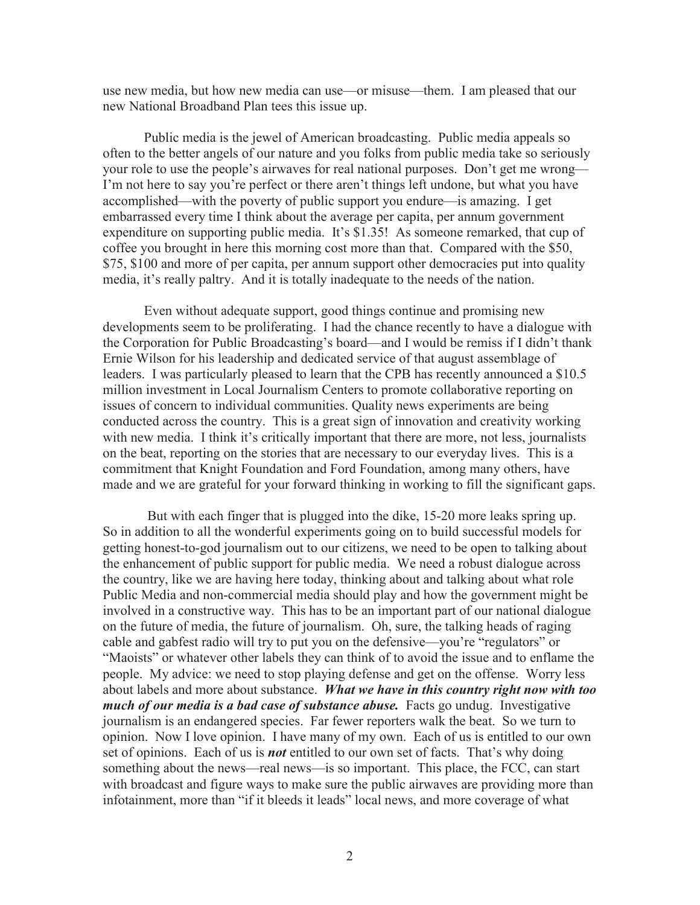use new media, but how new media can use—or misuse—them. I am pleased that our new National Broadband Plan tees this issue up.

Public media is the jewel of American broadcasting. Public media appeals so often to the better angels of our nature and you folks from public media take so seriously your role to use the people's airwaves for real national purposes. Don't get me wrong—I'm not here to say you're perfect or there aren't things left undone, but what you have accomplished—with the poverty of public support you endure—is amazing. I get embarrassed every time I think about the average per capita, per annum government expenditure on supporting public media. It's $1.35! As someone remarked, that cup of coffee you brought in here this morning cost more than that. Compared with the $50, $75, $100 and more of per capita, per annum support other democracies put into quality media, it's really paltry. And it is totally inadequate to the needs of the nation.

Even without adequate support, good things continue and promising new developments seem to be proliferating. I had the chance recently to have a dialogue with the Corporation for Public Broadcasting's board—and I would be remiss if I didn't thank Ernie Wilson for his leadership and dedicated service of that august assemblage of leaders. I was particularly pleased to learn that the CPB has recently announced a $10.5 million investment in Local Journalism Centers to promote collaborative reporting on issues of concern to individual communities. Quality news experiments are being conducted across the country. This is a great sign of innovation and creativity working with new media. I think it's critically important that there are more, not less, journalists on the beat, reporting on the stories that are necessary to our everyday lives. This is a commitment that Knight Foundation and Ford Foundation, among many others, have made and we are grateful for your forward thinking in working to fill the significant gaps.

But with each finger that is plugged into the dike, 15-20 more leaks spring up. So in addition to all the wonderful experiments going on to build successful models for getting honest-to-god journalism out to our citizens, we need to be open to talking about the enhancement of public support for public media. We need a robust dialogue across the country, like we are having here today, thinking about and talking about what role Public Media and non-commercial media should play and how the government might be involved in a constructive way. This has to be an important part of our national dialogue on the future of media, the future of journalism. Oh, sure, the talking heads of raging cable and gabfest radio will try to put you on the defensive—you're "regulators" or "Maoists" or whatever other labels they can think of to avoid the issue and to enflame the people. My advice: we need to stop playing defense and get on the offense. Worry less about labels and more about substance. ***What we have in this country right now with too much of our media is a bad case of substance abuse.*** Facts go undug. Investigative journalism is an endangered species. Far fewer reporters walk the beat. So we turn to opinion. Now I love opinion. I have many of my own. Each of us is entitled to our own set of opinions. Each of us is ***not*** entitled to our own set of facts. That's why doing something about the news—real news—is so important. This place, the FCC, can start with broadcast and figure ways to make sure the public airwaves are providing more than infotainment, more than "if it bleeds it leads" local news, and more coverage of what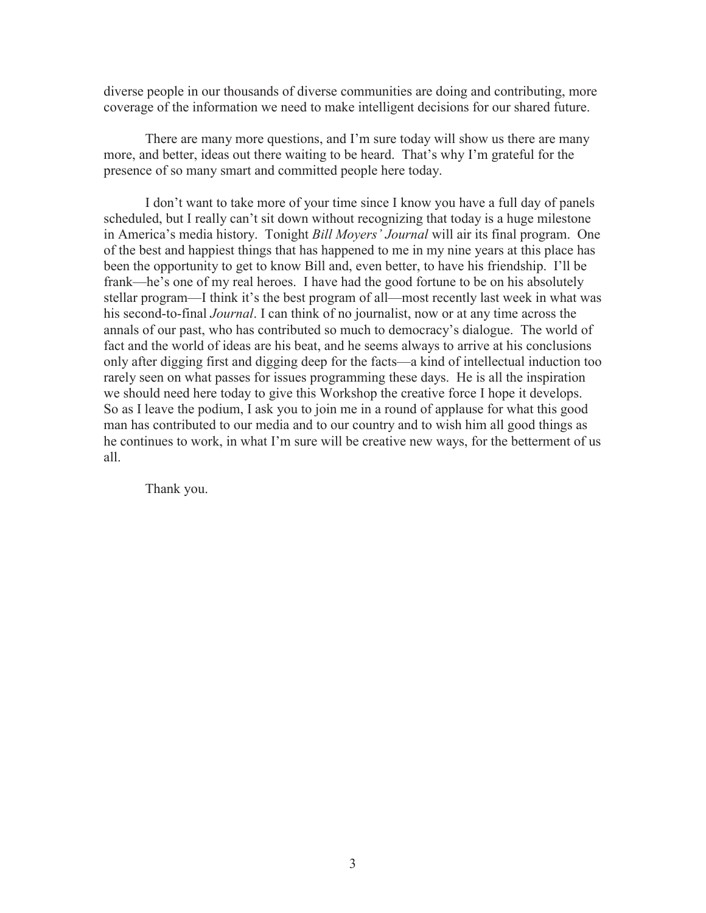diverse people in our thousands of diverse communities are doing and contributing, more coverage of the information we need to make intelligent decisions for our shared future.

There are many more questions, and I'm sure today will show us there are many more, and better, ideas out there waiting to be heard. That's why I'm grateful for the presence of so many smart and committed people here today.

I don't want to take more of your time since I know you have a full day of panels scheduled, but I really can't sit down without recognizing that today is a huge milestone in America's media history. Tonight *Bill Moyers' Journal* will air its final program. One of the best and happiest things that has happened to me in my nine years at this place has been the opportunity to get to know Bill and, even better, to have his friendship. I'll be frank—he's one of my real heroes. I have had the good fortune to be on his absolutely stellar program—I think it's the best program of all—most recently last week in what was his second-to-final *Journal*. I can think of no journalist, now or at any time across the annals of our past, who has contributed so much to democracy's dialogue. The world of fact and the world of ideas are his beat, and he seems always to arrive at his conclusions only after digging first and digging deep for the facts—a kind of intellectual induction too rarely seen on what passes for issues programming these days. He is all the inspiration we should need here today to give this Workshop the creative force I hope it develops. So as I leave the podium, I ask you to join me in a round of applause for what this good man has contributed to our media and to our country and to wish him all good things as he continues to work, in what I'm sure will be creative new ways, for the betterment of us all.

Thank you.